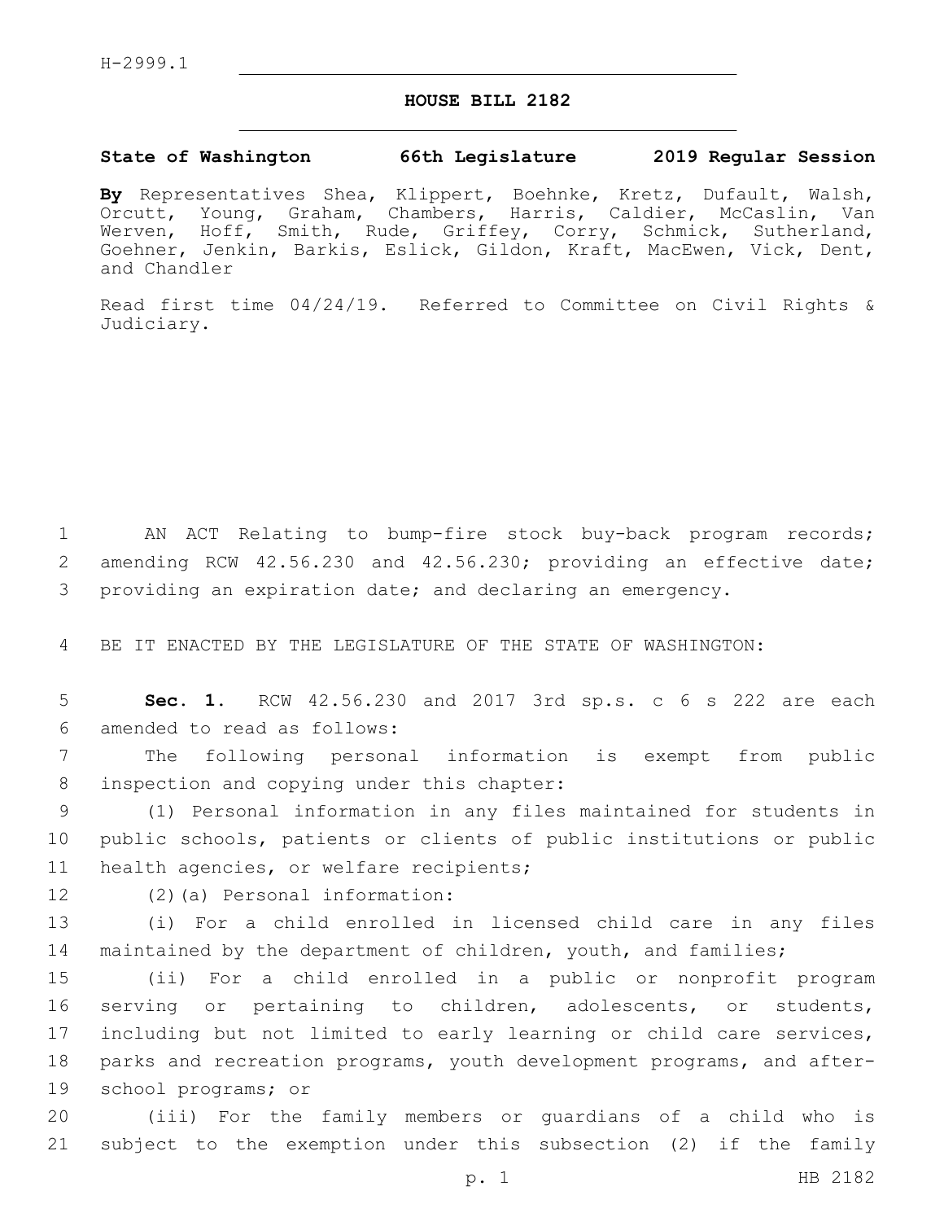H-2999.1

# HOUSE BILL 2182

**State of Washington 66th Legislature 2019 Regular Session**

**By** Representatives Shea, Klippert, Boehnke, Kretz, Dufault, Walsh, Orcutt, Young, Graham, Chambers, Harris, Caldier, McCaslin, Van Werven, Hoff, Smith, Rude, Griffey, Corry, Schmick, Sutherland, Goehner, Jenkin, Barkis, Eslick, Gildon, Kraft, MacEwen, Vick, Dent, and Chandler

Read first time 04/24/19. Referred to Committee on Civil Rights & Judiciary.

AN ACT Relating to bump-fire stock buy-back program records; amending RCW 42.56.230 and 42.56.230; providing an effective date; providing an expiration date; and declaring an emergency.

BE IT ENACTED BY THE LEGISLATURE OF THE STATE OF WASHINGTON:

**Sec. 1.** RCW 42.56.230 and 2017 3rd sp.s. c 6 s 222 are each amended to read as follows:

The following personal information is exempt from public inspection and copying under this chapter:

(1) Personal information in any files maintained for students in public schools, patients or clients of public institutions or public health agencies, or welfare recipients;

(2)(a) Personal information:

(i) For a child enrolled in licensed child care in any files maintained by the department of children, youth, and families;

(ii) For a child enrolled in a public or nonprofit program serving or pertaining to children, adolescents, or students, including but not limited to early learning or child care services, parks and recreation programs, youth development programs, and after-school programs; or

(iii) For the family members or guardians of a child who is subject to the exemption under this subsection (2) if the family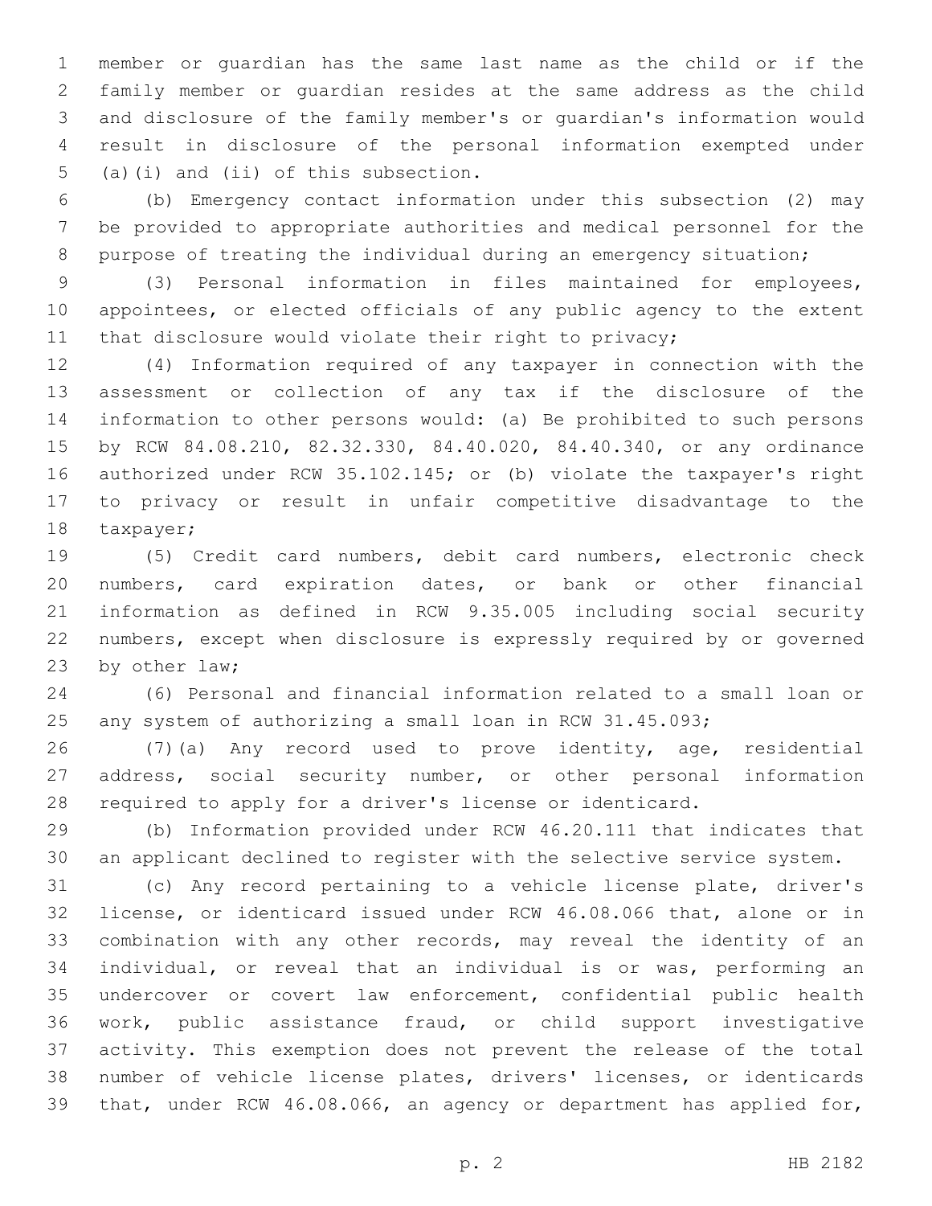member or guardian has the same last name as the child or if the family member or guardian resides at the same address as the child and disclosure of the family member's or guardian's information would result in disclosure of the personal information exempted under (a)(i) and (ii) of this subsection.

(b) Emergency contact information under this subsection (2) may be provided to appropriate authorities and medical personnel for the purpose of treating the individual during an emergency situation;

(3) Personal information in files maintained for employees, appointees, or elected officials of any public agency to the extent that disclosure would violate their right to privacy;

(4) Information required of any taxpayer in connection with the assessment or collection of any tax if the disclosure of the information to other persons would: (a) Be prohibited to such persons by RCW 84.08.210, 82.32.330, 84.40.020, 84.40.340, or any ordinance authorized under RCW 35.102.145; or (b) violate the taxpayer's right to privacy or result in unfair competitive disadvantage to the taxpayer;

(5) Credit card numbers, debit card numbers, electronic check numbers, card expiration dates, or bank or other financial information as defined in RCW 9.35.005 including social security numbers, except when disclosure is expressly required by or governed by other law;

(6) Personal and financial information related to a small loan or any system of authorizing a small loan in RCW 31.45.093;

(7)(a) Any record used to prove identity, age, residential address, social security number, or other personal information required to apply for a driver's license or identicard.

(b) Information provided under RCW 46.20.111 that indicates that an applicant declined to register with the selective service system.

(c) Any record pertaining to a vehicle license plate, driver's license, or identicard issued under RCW 46.08.066 that, alone or in combination with any other records, may reveal the identity of an individual, or reveal that an individual is or was, performing an undercover or covert law enforcement, confidential public health work, public assistance fraud, or child support investigative activity. This exemption does not prevent the release of the total number of vehicle license plates, drivers' licenses, or identicards that, under RCW 46.08.066, an agency or department has applied for,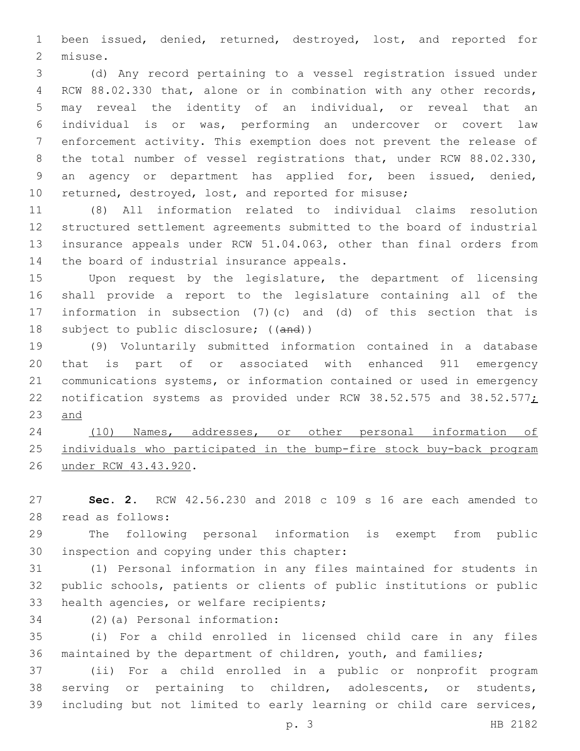been issued, denied, returned, destroyed, lost, and reported for misuse.

(d) Any record pertaining to a vessel registration issued under RCW 88.02.330 that, alone or in combination with any other records, may reveal the identity of an individual, or reveal that an individual is or was, performing an undercover or covert law enforcement activity. This exemption does not prevent the release of the total number of vessel registrations that, under RCW 88.02.330, an agency or department has applied for, been issued, denied, returned, destroyed, lost, and reported for misuse;

(8) All information related to individual claims resolution structured settlement agreements submitted to the board of industrial insurance appeals under RCW 51.04.063, other than final orders from the board of industrial insurance appeals.

Upon request by the legislature, the department of licensing shall provide a report to the legislature containing all of the information in subsection (7)(c) and (d) of this section that is subject to public disclosure; ((~~and~~))

(9) Voluntarily submitted information contained in a database that is part of or associated with enhanced 911 emergency communications systems, or information contained or used in emergency notification systems as provided under RCW 38.52.575 and 38.52.577<u>; and</u>

<u>(10) Names, addresses, or other personal information of individuals who participated in the bump-fire stock buy-back program under RCW 43.43.920</u>.

**Sec. 2.** RCW 42.56.230 and 2018 c 109 s 16 are each amended to read as follows:

The following personal information is exempt from public inspection and copying under this chapter:

(1) Personal information in any files maintained for students in public schools, patients or clients of public institutions or public health agencies, or welfare recipients;

(2)(a) Personal information:

(i) For a child enrolled in licensed child care in any files maintained by the department of children, youth, and families;

(ii) For a child enrolled in a public or nonprofit program serving or pertaining to children, adolescents, or students, including but not limited to early learning or child care services,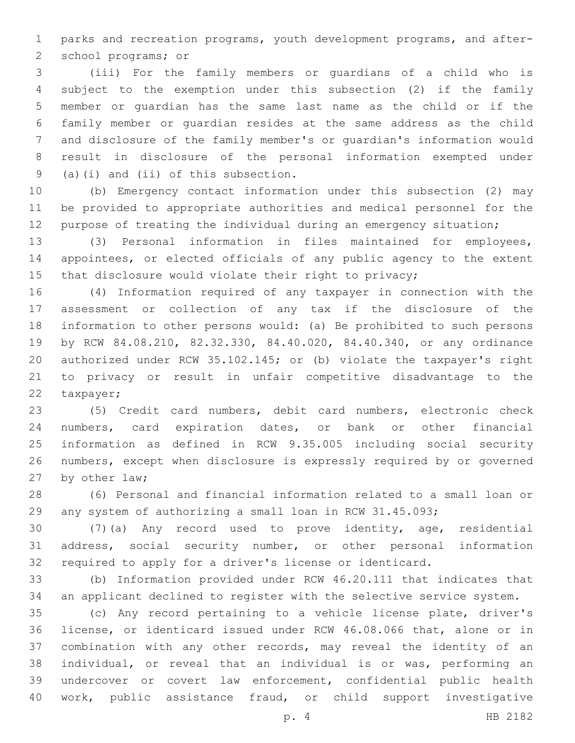parks and recreation programs, youth development programs, and after-school programs; or

(iii) For the family members or guardians of a child who is subject to the exemption under this subsection (2) if the family member or guardian has the same last name as the child or if the family member or guardian resides at the same address as the child and disclosure of the family member's or guardian's information would result in disclosure of the personal information exempted under (a)(i) and (ii) of this subsection.

(b) Emergency contact information under this subsection (2) may be provided to appropriate authorities and medical personnel for the purpose of treating the individual during an emergency situation;

(3) Personal information in files maintained for employees, appointees, or elected officials of any public agency to the extent that disclosure would violate their right to privacy;

(4) Information required of any taxpayer in connection with the assessment or collection of any tax if the disclosure of the information to other persons would: (a) Be prohibited to such persons by RCW 84.08.210, 82.32.330, 84.40.020, 84.40.340, or any ordinance authorized under RCW 35.102.145; or (b) violate the taxpayer's right to privacy or result in unfair competitive disadvantage to the taxpayer;

(5) Credit card numbers, debit card numbers, electronic check numbers, card expiration dates, or bank or other financial information as defined in RCW 9.35.005 including social security numbers, except when disclosure is expressly required by or governed by other law;

(6) Personal and financial information related to a small loan or any system of authorizing a small loan in RCW 31.45.093;

(7)(a) Any record used to prove identity, age, residential address, social security number, or other personal information required to apply for a driver's license or identicard.

(b) Information provided under RCW 46.20.111 that indicates that an applicant declined to register with the selective service system.

(c) Any record pertaining to a vehicle license plate, driver's license, or identicard issued under RCW 46.08.066 that, alone or in combination with any other records, may reveal the identity of an individual, or reveal that an individual is or was, performing an undercover or covert law enforcement, confidential public health work, public assistance fraud, or child support investigative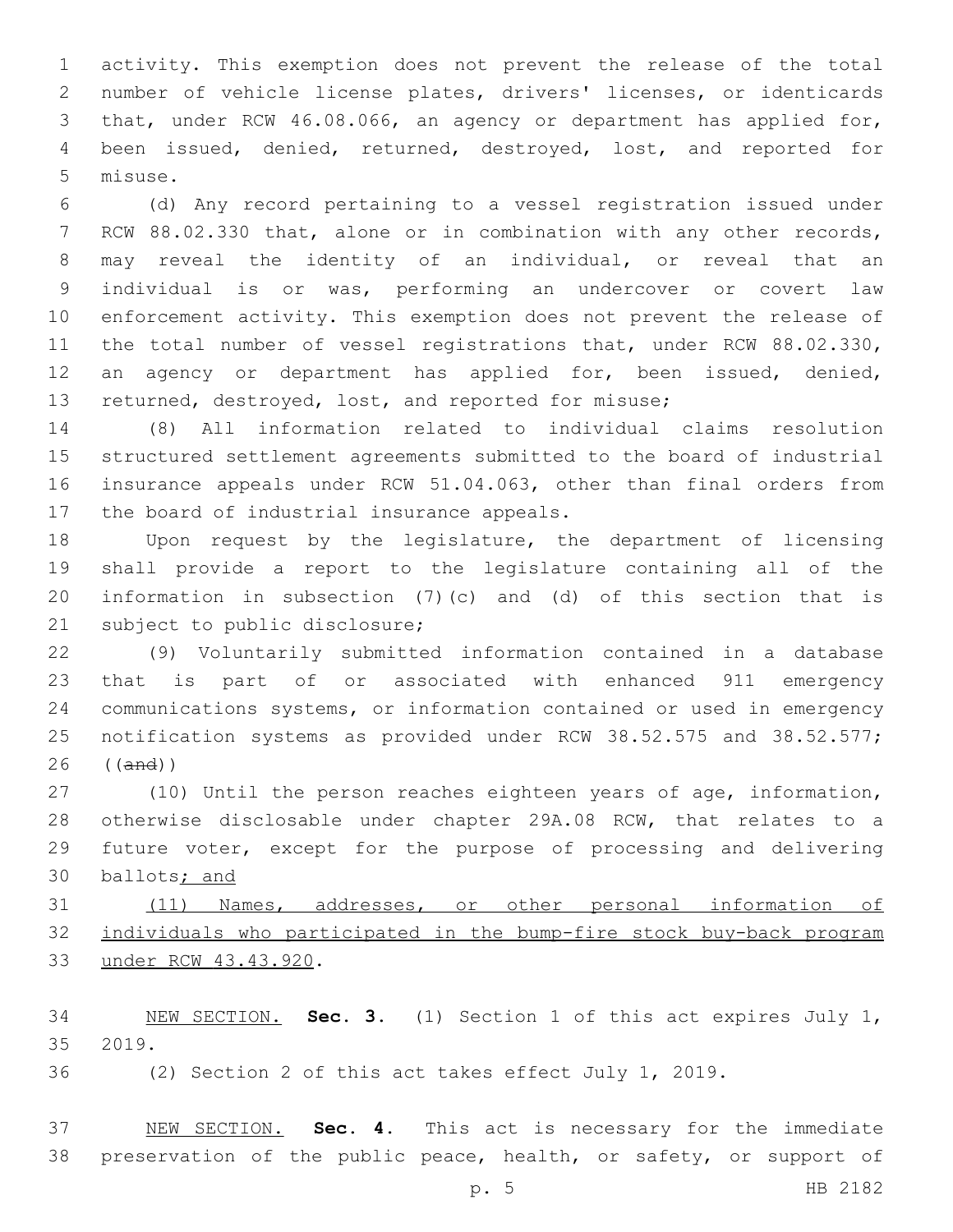activity. This exemption does not prevent the release of the total number of vehicle license plates, drivers' licenses, or identicards that, under RCW 46.08.066, an agency or department has applied for, been issued, denied, returned, destroyed, lost, and reported for misuse.

(d) Any record pertaining to a vessel registration issued under RCW 88.02.330 that, alone or in combination with any other records, may reveal the identity of an individual, or reveal that an individual is or was, performing an undercover or covert law enforcement activity. This exemption does not prevent the release of the total number of vessel registrations that, under RCW 88.02.330, an agency or department has applied for, been issued, denied, returned, destroyed, lost, and reported for misuse;

(8) All information related to individual claims resolution structured settlement agreements submitted to the board of industrial insurance appeals under RCW 51.04.063, other than final orders from the board of industrial insurance appeals.

Upon request by the legislature, the department of licensing shall provide a report to the legislature containing all of the information in subsection (7)(c) and (d) of this section that is subject to public disclosure;

(9) Voluntarily submitted information contained in a database that is part of or associated with enhanced 911 emergency communications systems, or information contained or used in emergency notification systems as provided under RCW 38.52.575 and 38.52.577; ((~~and~~))

(10) Until the person reaches eighteen years of age, information, otherwise disclosable under chapter 29A.08 RCW, that relates to a future voter, except for the purpose of processing and delivering ballots<u>; and</u>

<u>(11) Names, addresses, or other personal information of individuals who participated in the bump-fire stock buy-back program under RCW 43.43.920</u>.

<u>NEW SECTION.</u> **Sec. 3.** (1) Section 1 of this act expires July 1, 2019.

(2) Section 2 of this act takes effect July 1, 2019.

<u>NEW SECTION.</u> **Sec. 4.** This act is necessary for the immediate preservation of the public peace, health, or safety, or support of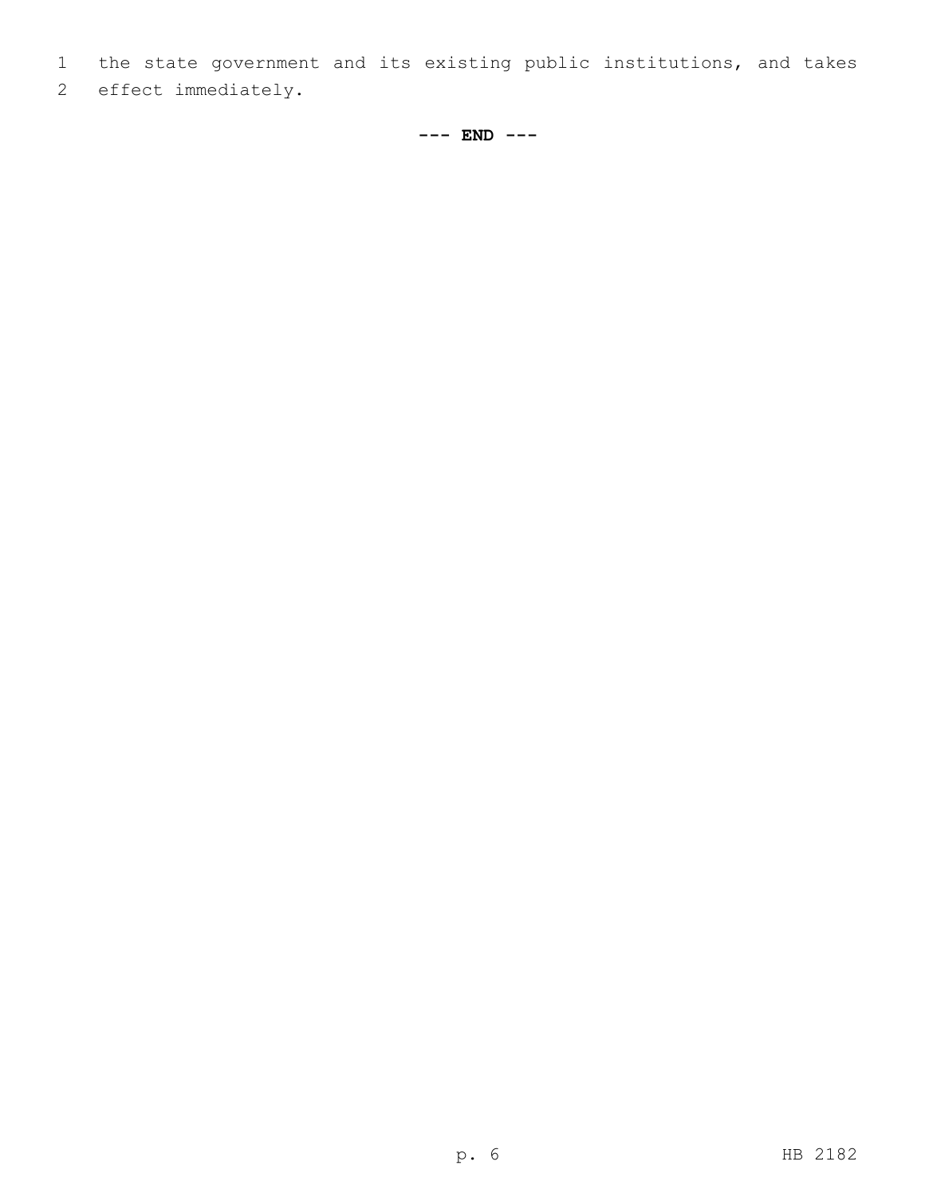the state government and its existing public institutions, and takes effect immediately.

**--- END ---**